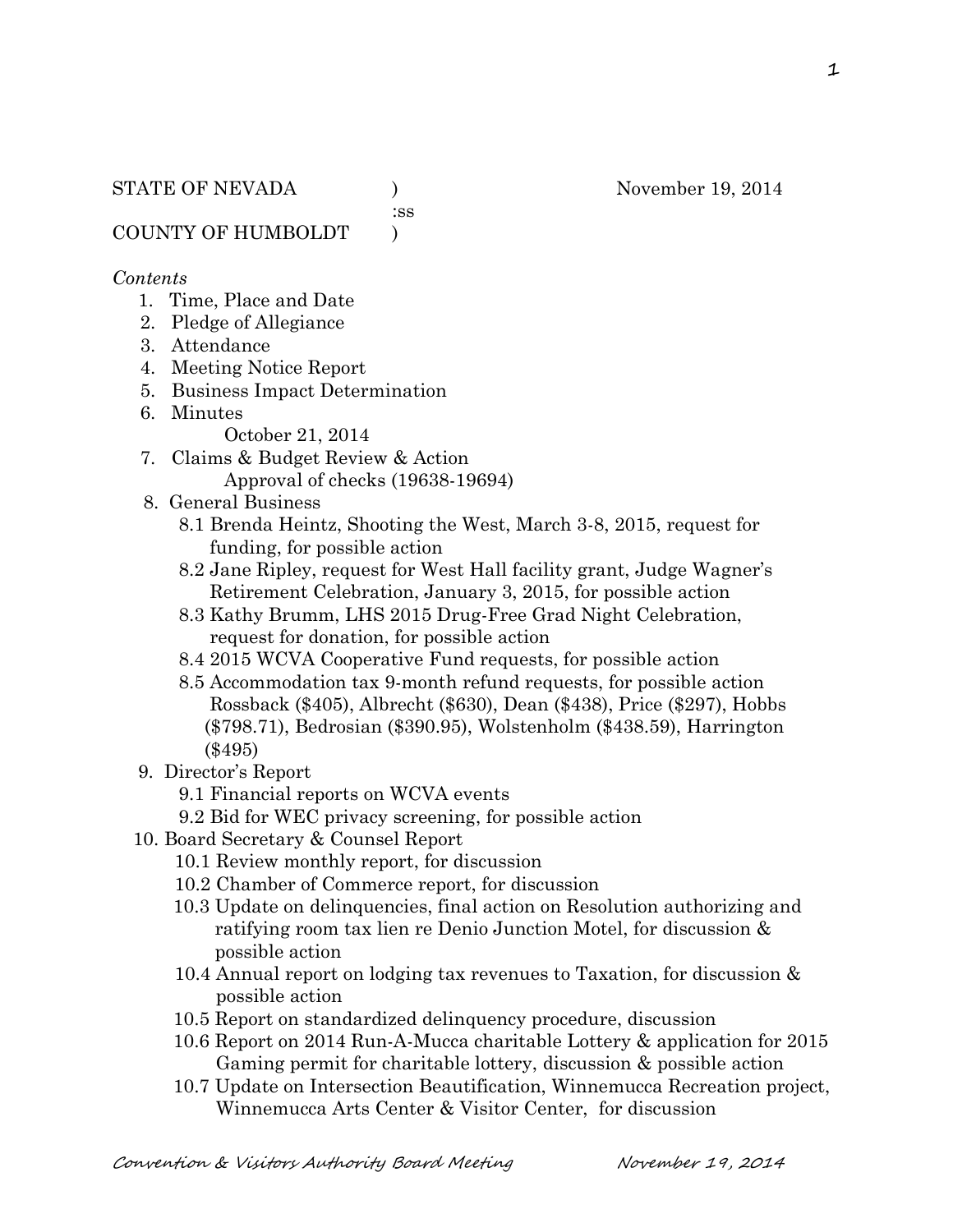STATE OF NEVADA ) November 19, 2014
:ss
COUNTY OF HUMBOLDT )

*Contents*

1. Time, Place and Date
2. Pledge of Allegiance
3. Attendance
4. Meeting Notice Report
5. Business Impact Determination
6. Minutes
   October 21, 2014
7. Claims & Budget Review & Action
   Approval of checks (19638-19694)
8. General Business
   - 8.1 Brenda Heintz, Shooting the West, March 3-8, 2015, request for funding, for possible action
   - 8.2 Jane Ripley, request for West Hall facility grant, Judge Wagner's Retirement Celebration, January 3, 2015, for possible action
   - 8.3 Kathy Brumm, LHS 2015 Drug-Free Grad Night Celebration, request for donation, for possible action
   - 8.4 2015 WCVA Cooperative Fund requests, for possible action
   - 8.5 Accommodation tax 9-month refund requests, for possible action Rossback ($405), Albrecht ($630), Dean ($438), Price ($297), Hobbs ($798.71), Bedrosian ($390.95), Wolstenholm ($438.59), Harrington ($495)
9. Director's Report
   - 9.1 Financial reports on WCVA events
   - 9.2 Bid for WEC privacy screening, for possible action
10. Board Secretary & Counsel Report
    - 10.1 Review monthly report, for discussion
    - 10.2 Chamber of Commerce report, for discussion
    - 10.3 Update on delinquencies, final action on Resolution authorizing and ratifying room tax lien re Denio Junction Motel, for discussion & possible action
    - 10.4 Annual report on lodging tax revenues to Taxation, for discussion & possible action
    - 10.5 Report on standardized delinquency procedure, discussion
    - 10.6 Report on 2014 Run-A-Mucca charitable Lottery & application for 2015 Gaming permit for charitable lottery, discussion & possible action
    - 10.7 Update on Intersection Beautification, Winnemucca Recreation project, Winnemucca Arts Center & Visitor Center, for discussion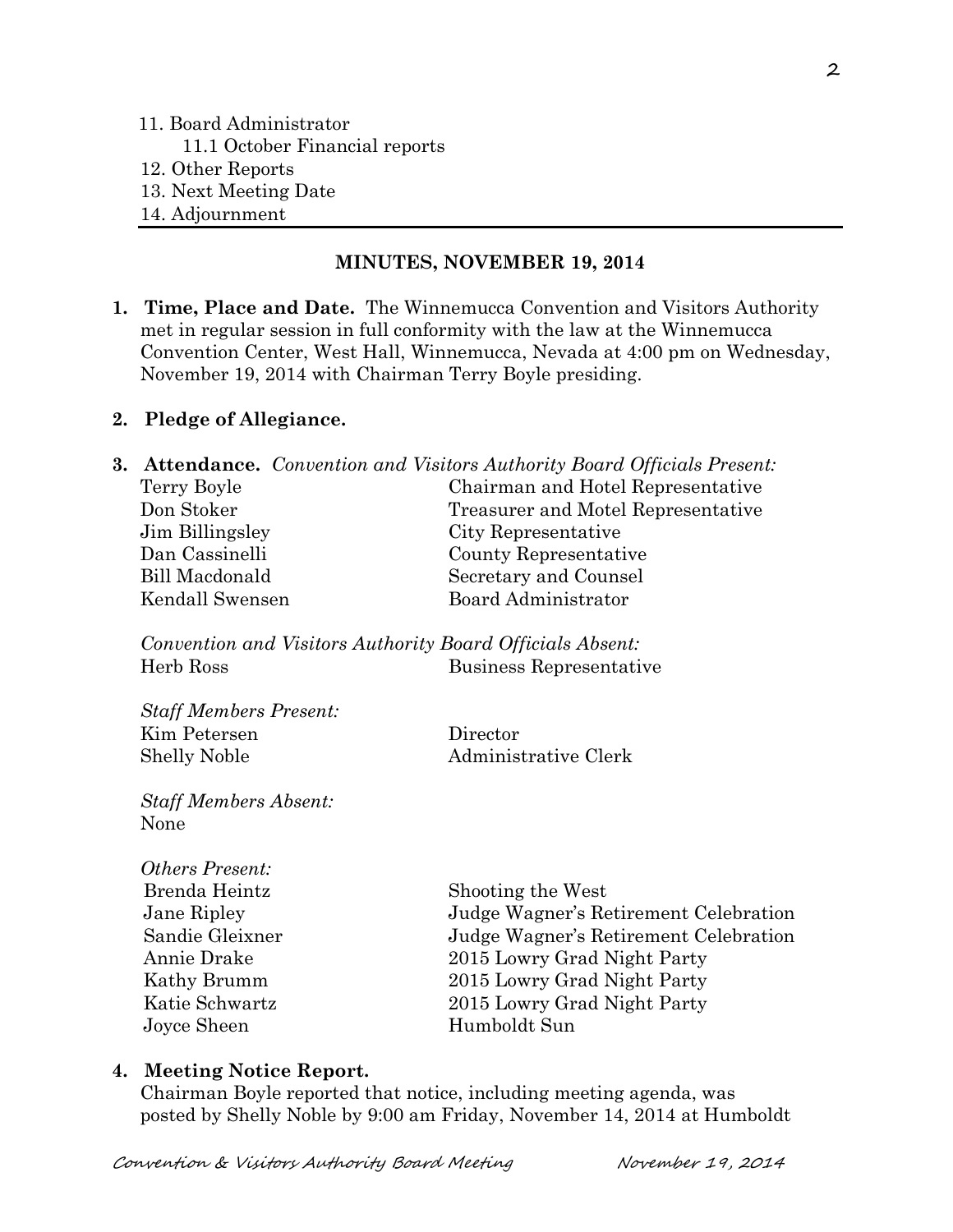11. Board Administrator
    11.1 October Financial reports
12. Other Reports
13. Next Meeting Date
14. Adjournment

---

**MINUTES, NOVEMBER 19, 2014**

1. **Time, Place and Date.** The Winnemucca Convention and Visitors Authority met in regular session in full conformity with the law at the Winnemucca Convention Center, West Hall, Winnemucca, Nevada at 4:00 pm on Wednesday, November 19, 2014 with Chairman Terry Boyle presiding.

2. **Pledge of Allegiance.**

3. **Attendance.** *Convention and Visitors Authority Board Officials Present:*

| | |
|---|---|
| Terry Boyle | Chairman and Hotel Representative |
| Don Stoker | Treasurer and Motel Representative |
| Jim Billingsley | City Representative |
| Dan Cassinelli | County Representative |
| Bill Macdonald | Secretary and Counsel |
| Kendall Swensen | Board Administrator |

*Convention and Visitors Authority Board Officials Absent:*

| | |
|---|---|
| Herb Ross | Business Representative |

*Staff Members Present:*

| | |
|---|---|
| Kim Petersen | Director |
| Shelly Noble | Administrative Clerk |

*Staff Members Absent:*
None

*Others Present:*

| | |
|---|---|
| Brenda Heintz | Shooting the West |
| Jane Ripley | Judge Wagner's Retirement Celebration |
| Sandie Gleixner | Judge Wagner's Retirement Celebration |
| Annie Drake | 2015 Lowry Grad Night Party |
| Kathy Brumm | 2015 Lowry Grad Night Party |
| Katie Schwartz | 2015 Lowry Grad Night Party |
| Joyce Sheen | Humboldt Sun |

4. **Meeting Notice Report.**
   Chairman Boyle reported that notice, including meeting agenda, was posted by Shelly Noble by 9:00 am Friday, November 14, 2014 at Humboldt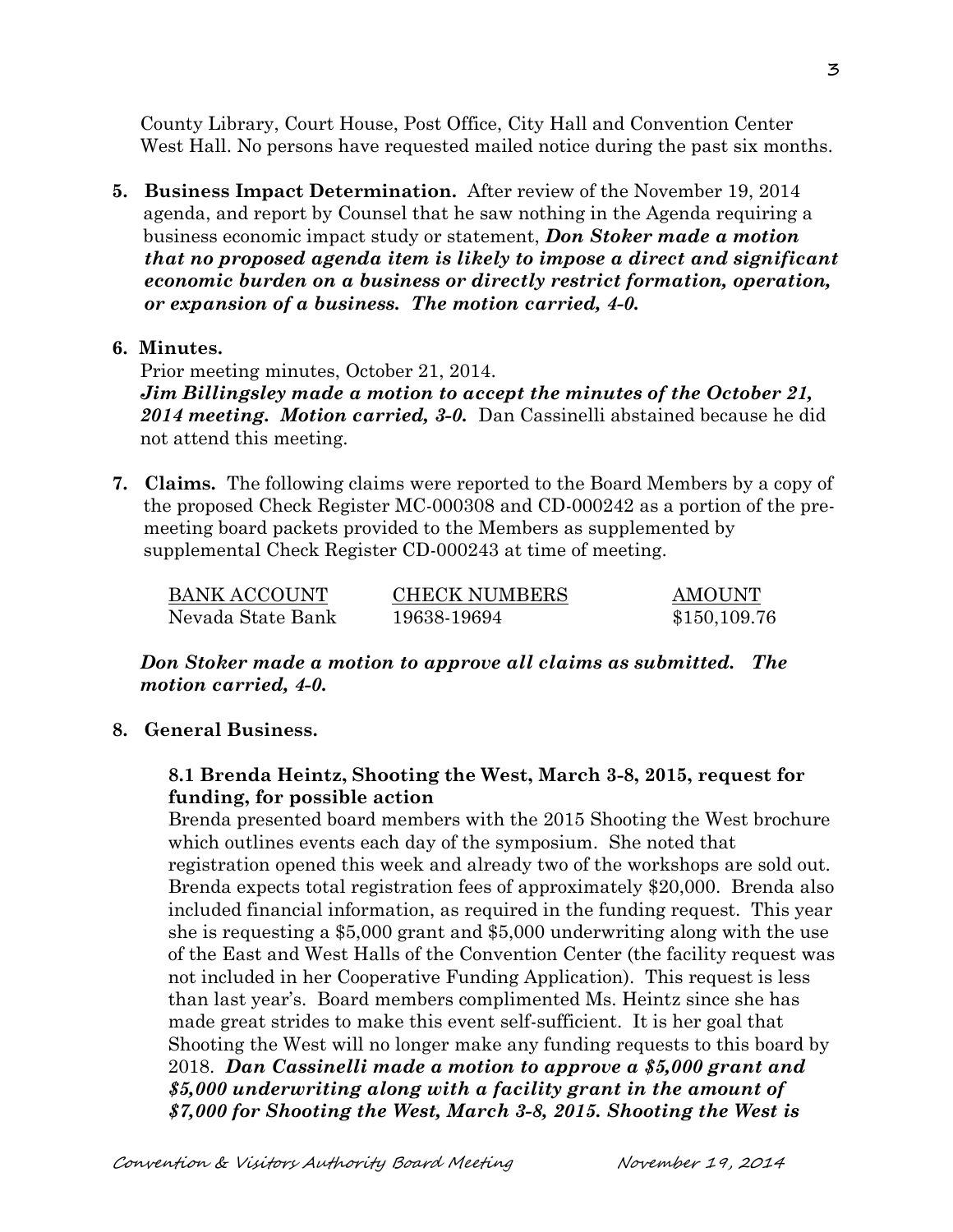County Library, Court House, Post Office, City Hall and Convention Center West Hall. No persons have requested mailed notice during the past six months.

**5. Business Impact Determination.** After review of the November 19, 2014 agenda, and report by Counsel that he saw nothing in the Agenda requiring a business economic impact study or statement, ***Don Stoker made a motion that no proposed agenda item is likely to impose a direct and significant economic burden on a business or directly restrict formation, operation, or expansion of a business. The motion carried, 4-0.***

**6. Minutes.**

Prior meeting minutes, October 21, 2014.
***Jim Billingsley made a motion to accept the minutes of the October 21, 2014 meeting. Motion carried, 3-0.*** Dan Cassinelli abstained because he did not attend this meeting.

**7. Claims.** The following claims were reported to the Board Members by a copy of the proposed Check Register MC-000308 and CD-000242 as a portion of the pre-meeting board packets provided to the Members as supplemented by supplemental Check Register CD-000243 at time of meeting.

| BANK ACCOUNT | CHECK NUMBERS | AMOUNT |
|---|---|---|
| Nevada State Bank | 19638-19694 | $150,109.76 |

***Don Stoker made a motion to approve all claims as submitted. The motion carried, 4-0.***

**8. General Business.**

**8.1 Brenda Heintz, Shooting the West, March 3-8, 2015, request for funding, for possible action**

Brenda presented board members with the 2015 Shooting the West brochure which outlines events each day of the symposium. She noted that registration opened this week and already two of the workshops are sold out. Brenda expects total registration fees of approximately $20,000. Brenda also included financial information, as required in the funding request. This year she is requesting a $5,000 grant and $5,000 underwriting along with the use of the East and West Halls of the Convention Center (the facility request was not included in her Cooperative Funding Application). This request is less than last year's. Board members complimented Ms. Heintz since she has made great strides to make this event self-sufficient. It is her goal that Shooting the West will no longer make any funding requests to this board by 2018. ***Dan Cassinelli made a motion to approve a $5,000 grant and $5,000 underwriting along with a facility grant in the amount of $7,000 for Shooting the West, March 3-8, 2015. Shooting the West is***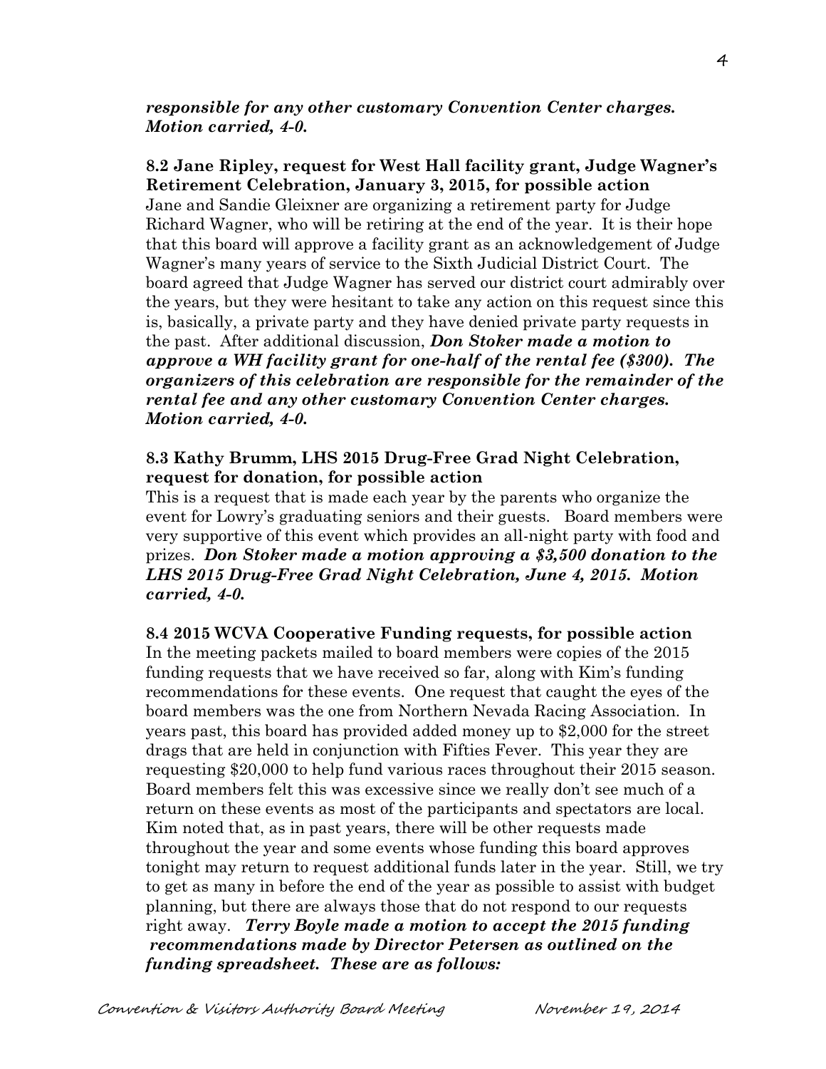***responsible for any other customary Convention Center charges. Motion carried, 4-0.***

**8.2 Jane Ripley, request for West Hall facility grant, Judge Wagner's Retirement Celebration, January 3, 2015, for possible action**

Jane and Sandie Gleixner are organizing a retirement party for Judge Richard Wagner, who will be retiring at the end of the year. It is their hope that this board will approve a facility grant as an acknowledgement of Judge Wagner's many years of service to the Sixth Judicial District Court. The board agreed that Judge Wagner has served our district court admirably over the years, but they were hesitant to take any action on this request since this is, basically, a private party and they have denied private party requests in the past. After additional discussion, ***Don Stoker made a motion to approve a WH facility grant for one-half of the rental fee ($300). The organizers of this celebration are responsible for the remainder of the rental fee and any other customary Convention Center charges. Motion carried, 4-0.***

**8.3 Kathy Brumm, LHS 2015 Drug-Free Grad Night Celebration, request for donation, for possible action**

This is a request that is made each year by the parents who organize the event for Lowry's graduating seniors and their guests. Board members were very supportive of this event which provides an all-night party with food and prizes. ***Don Stoker made a motion approving a $3,500 donation to the LHS 2015 Drug-Free Grad Night Celebration, June 4, 2015. Motion carried, 4-0.***

**8.4 2015 WCVA Cooperative Funding requests, for possible action**

In the meeting packets mailed to board members were copies of the 2015 funding requests that we have received so far, along with Kim's funding recommendations for these events. One request that caught the eyes of the board members was the one from Northern Nevada Racing Association. In years past, this board has provided added money up to $2,000 for the street drags that are held in conjunction with Fifties Fever. This year they are requesting $20,000 to help fund various races throughout their 2015 season. Board members felt this was excessive since we really don't see much of a return on these events as most of the participants and spectators are local. Kim noted that, as in past years, there will be other requests made throughout the year and some events whose funding this board approves tonight may return to request additional funds later in the year. Still, we try to get as many in before the end of the year as possible to assist with budget planning, but there are always those that do not respond to our requests right away. ***Terry Boyle made a motion to accept the 2015 funding recommendations made by Director Petersen as outlined on the funding spreadsheet. These are as follows:***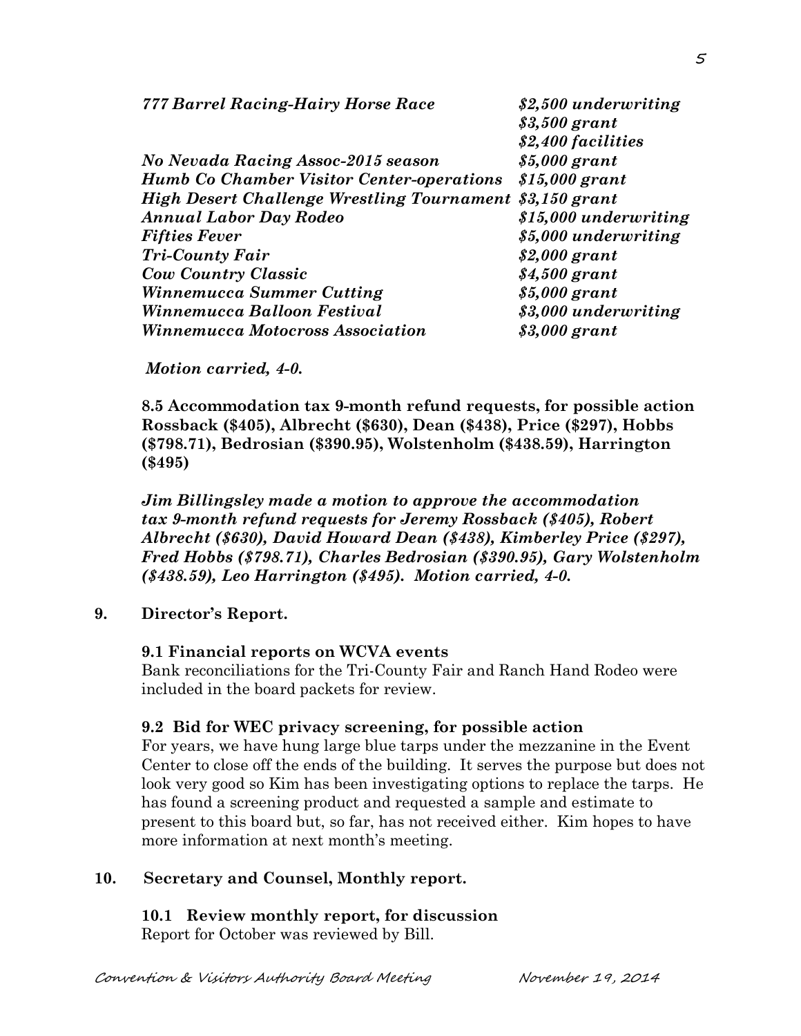| | |
|---|---|
| *777 Barrel Racing-Hairy Horse Race* | *$2,500 underwriting* |
| | *$3,500 grant* |
| | *$2,400 facilities* |
| *No Nevada Racing Assoc-2015 season* | *$5,000 grant* |
| *Humb Co Chamber Visitor Center-operations* | *$15,000 grant* |
| *High Desert Challenge Wrestling Tournament* | *$3,150 grant* |
| *Annual Labor Day Rodeo* | *$15,000 underwriting* |
| *Fifties Fever* | *$5,000 underwriting* |
| *Tri-County Fair* | *$2,000 grant* |
| *Cow Country Classic* | *$4,500 grant* |
| *Winnemucca Summer Cutting* | *$5,000 grant* |
| *Winnemucca Balloon Festival* | *$3,000 underwriting* |
| *Winnemucca Motocross Association* | *$3,000 grant* |

***Motion carried, 4-0.***

**8.5 Accommodation tax 9-month refund requests, for possible action Rossback ($405), Albrecht ($630), Dean ($438), Price ($297), Hobbs ($798.71), Bedrosian ($390.95), Wolstenholm ($438.59), Harrington ($495)**

***Jim Billingsley made a motion to approve the accommodation tax 9-month refund requests for Jeremy Rossback ($405), Robert Albrecht ($630), David Howard Dean ($438), Kimberley Price ($297), Fred Hobbs ($798.71), Charles Bedrosian ($390.95), Gary Wolstenholm ($438.59), Leo Harrington ($495). Motion carried, 4-0.***

## 9. Director's Report.

**9.1 Financial reports on WCVA events**

Bank reconciliations for the Tri-County Fair and Ranch Hand Rodeo were included in the board packets for review.

**9.2 Bid for WEC privacy screening, for possible action**

For years, we have hung large blue tarps under the mezzanine in the Event Center to close off the ends of the building. It serves the purpose but does not look very good so Kim has been investigating options to replace the tarps. He has found a screening product and requested a sample and estimate to present to this board but, so far, has not received either. Kim hopes to have more information at next month's meeting.

## 10. Secretary and Counsel, Monthly report.

**10.1 Review monthly report, for discussion**

Report for October was reviewed by Bill.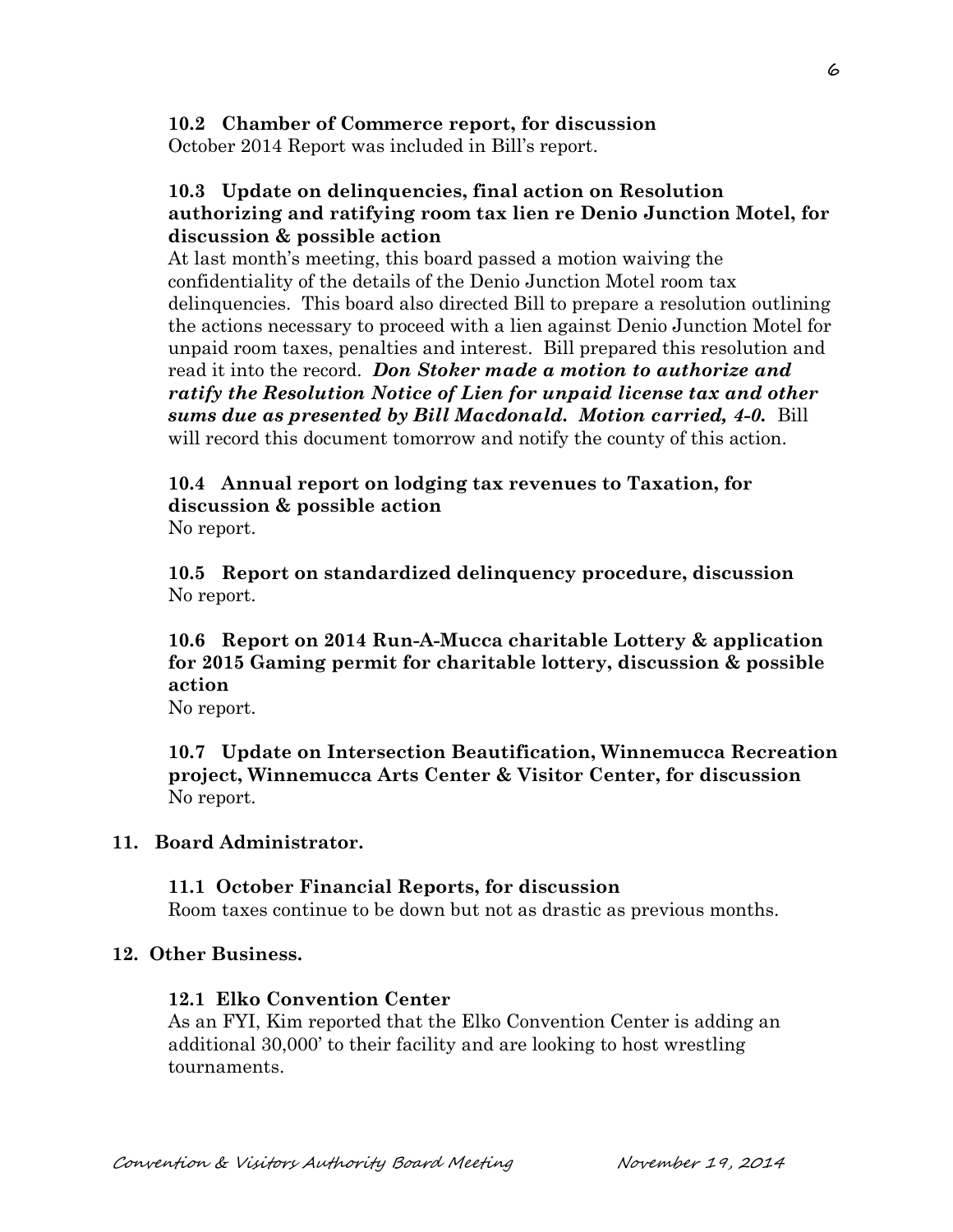**10.2 Chamber of Commerce report, for discussion**

October 2014 Report was included in Bill's report.

**10.3 Update on delinquencies, final action on Resolution authorizing and ratifying room tax lien re Denio Junction Motel, for discussion & possible action**

At last month's meeting, this board passed a motion waiving the confidentiality of the details of the Denio Junction Motel room tax delinquencies. This board also directed Bill to prepare a resolution outlining the actions necessary to proceed with a lien against Denio Junction Motel for unpaid room taxes, penalties and interest. Bill prepared this resolution and read it into the record. ***Don Stoker made a motion to authorize and ratify the Resolution Notice of Lien for unpaid license tax and other sums due as presented by Bill Macdonald. Motion carried, 4-0.*** Bill will record this document tomorrow and notify the county of this action.

**10.4 Annual report on lodging tax revenues to Taxation, for discussion & possible action**

No report.

**10.5 Report on standardized delinquency procedure, discussion**

No report.

**10.6 Report on 2014 Run-A-Mucca charitable Lottery & application for 2015 Gaming permit for charitable lottery, discussion & possible action**

No report.

**10.7 Update on Intersection Beautification, Winnemucca Recreation project, Winnemucca Arts Center & Visitor Center, for discussion**

No report.

**11. Board Administrator.**

**11.1 October Financial Reports, for discussion**

Room taxes continue to be down but not as drastic as previous months.

**12. Other Business.**

**12.1 Elko Convention Center**

As an FYI, Kim reported that the Elko Convention Center is adding an additional 30,000' to their facility and are looking to host wrestling tournaments.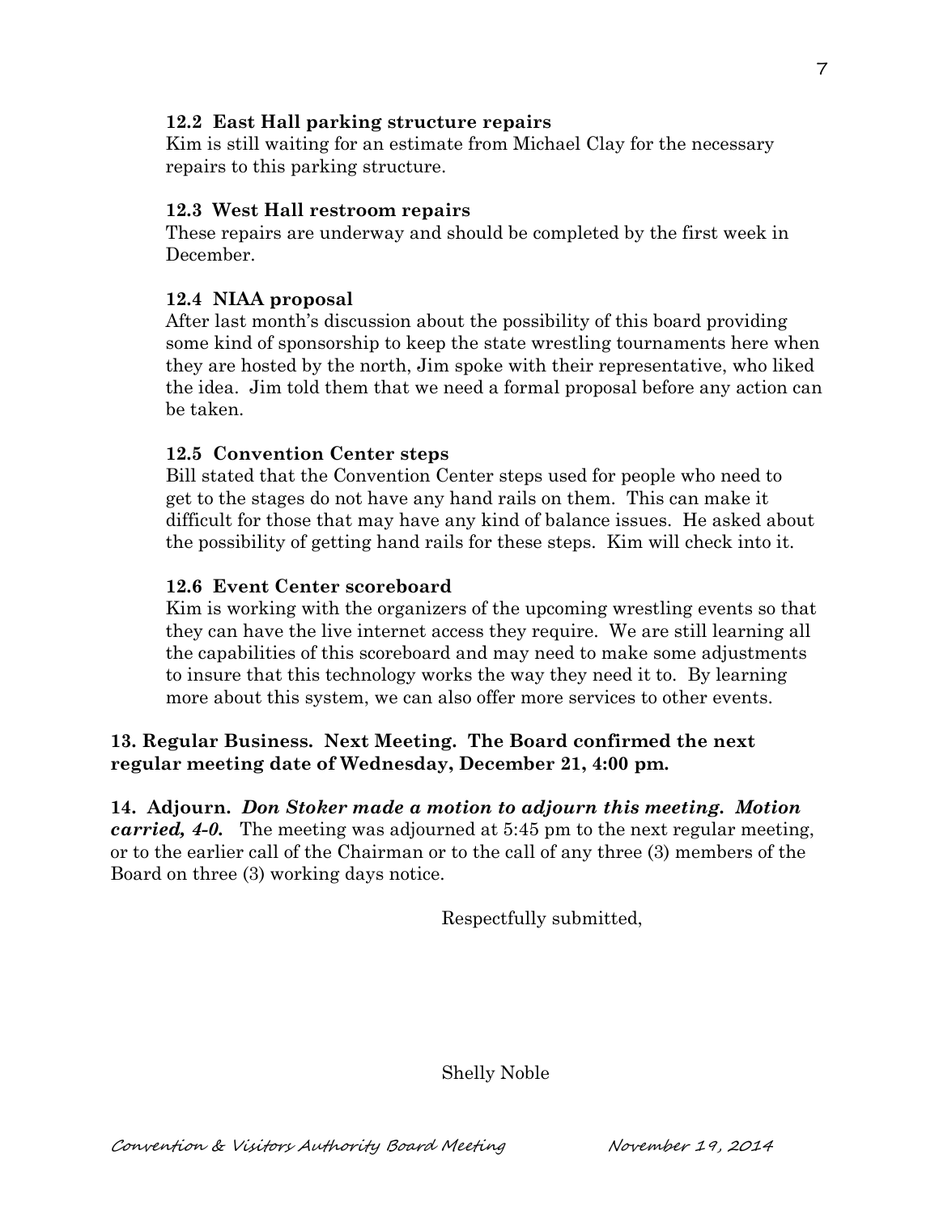### 12.2 East Hall parking structure repairs

Kim is still waiting for an estimate from Michael Clay for the necessary repairs to this parking structure.

### 12.3 West Hall restroom repairs

These repairs are underway and should be completed by the first week in December.

### 12.4 NIAA proposal

After last month's discussion about the possibility of this board providing some kind of sponsorship to keep the state wrestling tournaments here when they are hosted by the north, Jim spoke with their representative, who liked the idea. Jim told them that we need a formal proposal before any action can be taken.

### 12.5 Convention Center steps

Bill stated that the Convention Center steps used for people who need to get to the stages do not have any hand rails on them. This can make it difficult for those that may have any kind of balance issues. He asked about the possibility of getting hand rails for these steps. Kim will check into it.

### 12.6 Event Center scoreboard

Kim is working with the organizers of the upcoming wrestling events so that they can have the live internet access they require. We are still learning all the capabilities of this scoreboard and may need to make some adjustments to insure that this technology works the way they need it to. By learning more about this system, we can also offer more services to other events.

**13. Regular Business. Next Meeting. The Board confirmed the next regular meeting date of Wednesday, December 21, 4:00 pm.**

**14. Adjourn.** ***Don Stoker made a motion to adjourn this meeting. Motion carried, 4-0.*** The meeting was adjourned at 5:45 pm to the next regular meeting, or to the earlier call of the Chairman or to the call of any three (3) members of the Board on three (3) working days notice.

Respectfully submitted,

Shelly Noble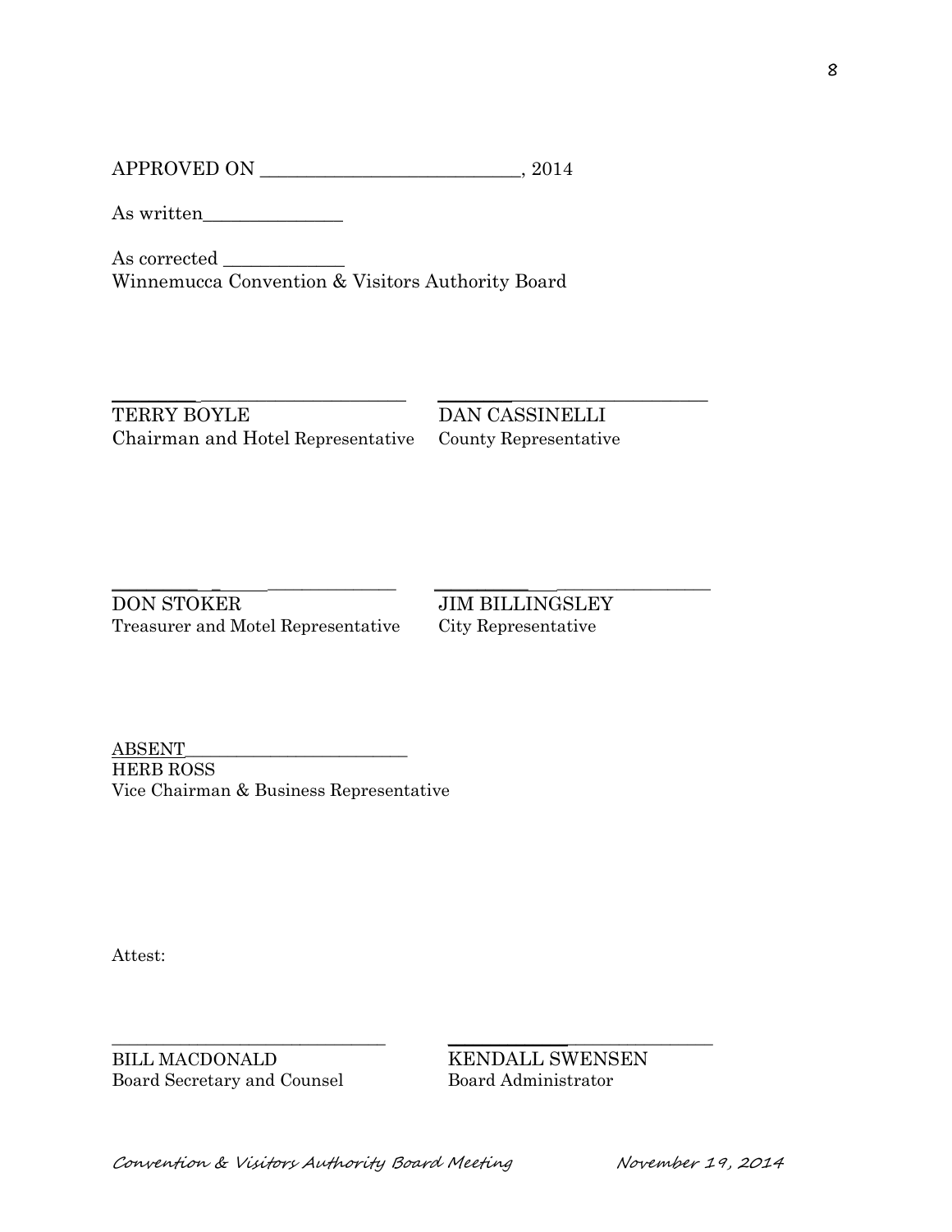APPROVED ON \_\_\_\_\_\_\_\_\_\_\_\_\_\_\_\_\_\_\_\_\_\_\_\_\_\_\_\_, 2014

As written\_\_\_\_\_\_\_\_\_\_\_\_\_\_\_

As corrected \_\_\_\_\_\_\_\_\_\_\_\_\_
Winnemucca Convention & Visitors Authority Board

\_\_\_\_\_\_\_\_\_\_\_\_\_\_\_\_\_\_\_\_\_\_\_\_\_\_\_\_\_\_\_\_
TERRY BOYLE
Chairman and Hotel Representative

\_\_\_\_\_\_\_\_\_\_\_\_\_\_\_\_\_\_\_\_\_\_\_\_\_\_\_\_\_\_\_\_
DAN CASSINELLI
County Representative

\_\_\_\_\_\_\_\_\_\_\_\_\_\_\_\_\_\_\_\_\_\_\_\_\_\_\_\_\_\_\_\_
DON STOKER
Treasurer and Motel Representative

\_\_\_\_\_\_\_\_\_\_\_\_\_\_\_\_\_\_\_\_\_\_\_\_\_\_\_\_\_\_\_\_
JIM BILLINGSLEY
City Representative

ABSENT\_\_\_\_\_\_\_\_\_\_\_\_\_\_\_\_\_\_\_\_\_\_\_\_\_
HERB ROSS
Vice Chairman & Business Representative

Attest:

\_\_\_\_\_\_\_\_\_\_\_\_\_\_\_\_\_\_\_\_\_\_\_\_\_\_\_\_\_\_\_\_
BILL MACDONALD
Board Secretary and Counsel

\_\_\_\_\_\_\_\_\_\_\_\_\_\_\_\_\_\_\_\_\_\_\_\_\_\_\_\_\_\_\_\_
KENDALL SWENSEN
Board Administrator